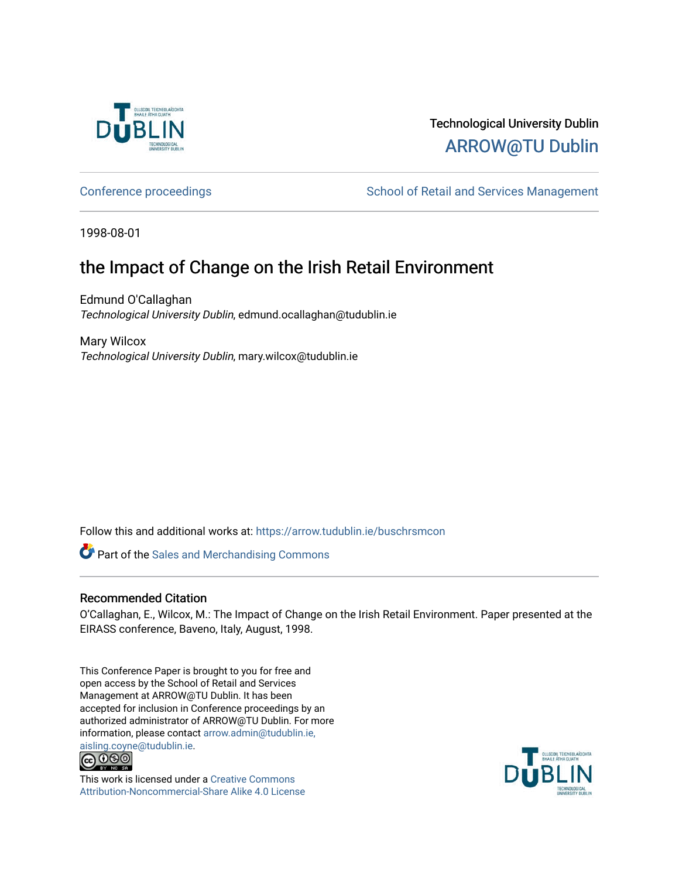Technological University Dublin

ARROW@TU Dublin

Conference proceedings

School of Retail and Services Management

1998-08-01

# the Impact of Change on the Irish Retail Environment

Edmund O'Callaghan
*Technological University Dublin*, edmund.ocallaghan@tudublin.ie

Mary Wilcox
*Technological University Dublin*, mary.wilcox@tudublin.ie

Follow this and additional works at: https://arrow.tudublin.ie/buschrsmcon

Part of the Sales and Merchandising Commons

## Recommended Citation

O'Callaghan, E., Wilcox, M.: The Impact of Change on the Irish Retail Environment. Paper presented at the EIRASS conference, Baveno, Italy, August, 1998.

This Conference Paper is brought to you for free and open access by the School of Retail and Services Management at ARROW@TU Dublin. It has been accepted for inclusion in Conference proceedings by an authorized administrator of ARROW@TU Dublin. For more information, please contact arrow.admin@tudublin.ie, aisling.coyne@tudublin.ie.

This work is licensed under a Creative Commons Attribution-Noncommercial-Share Alike 4.0 License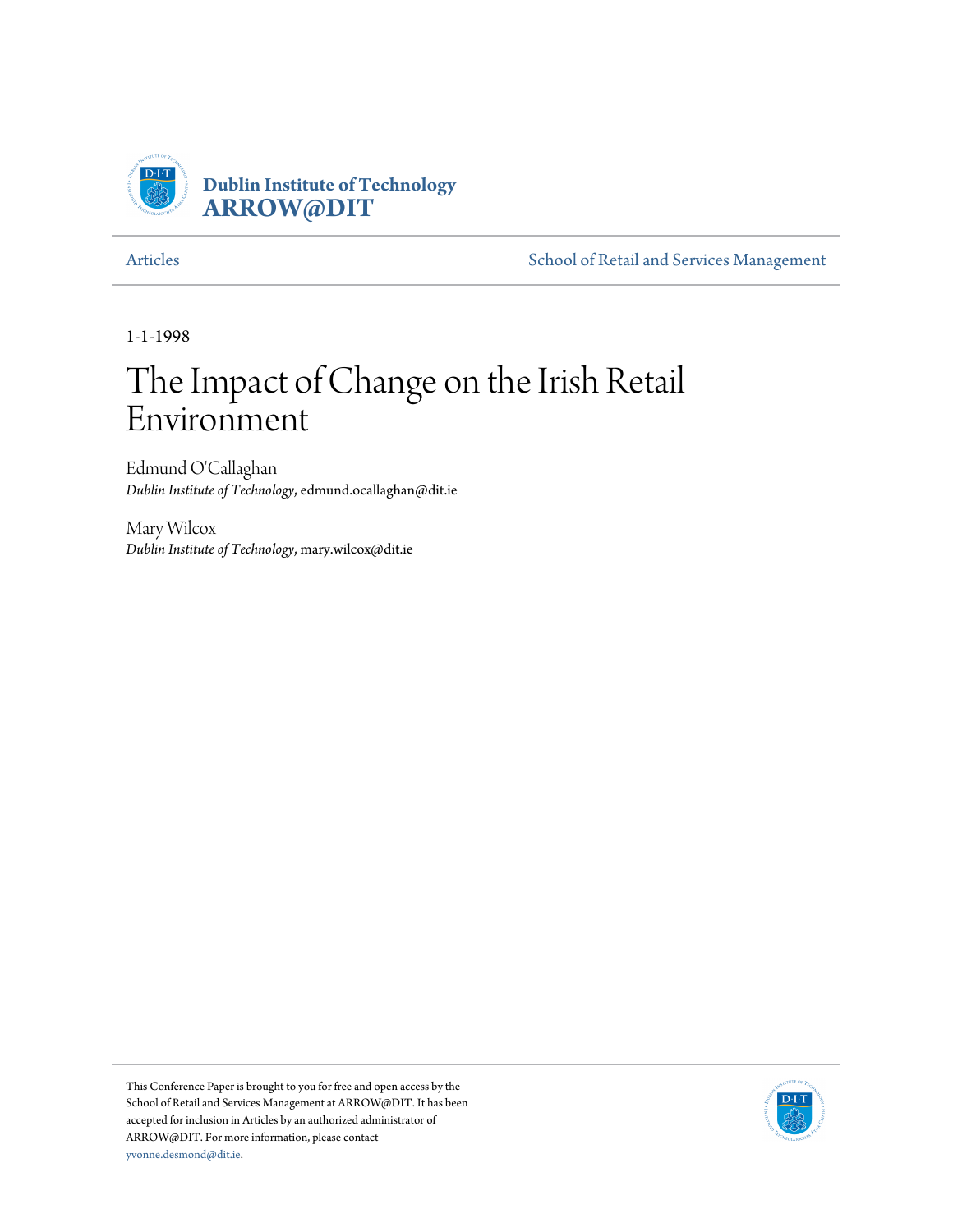# Dublin Institute of Technology
# ARROW@DIT

Articles | School of Retail and Services Management

1-1-1998

# The Impact of Change on the Irish Retail Environment

Edmund O'Callaghan
*Dublin Institute of Technology*, edmund.ocallaghan@dit.ie

Mary Wilcox
*Dublin Institute of Technology*, mary.wilcox@dit.ie

This Conference Paper is brought to you for free and open access by the School of Retail and Services Management at ARROW@DIT. It has been accepted for inclusion in Articles by an authorized administrator of ARROW@DIT. For more information, please contact yvonne.desmond@dit.ie.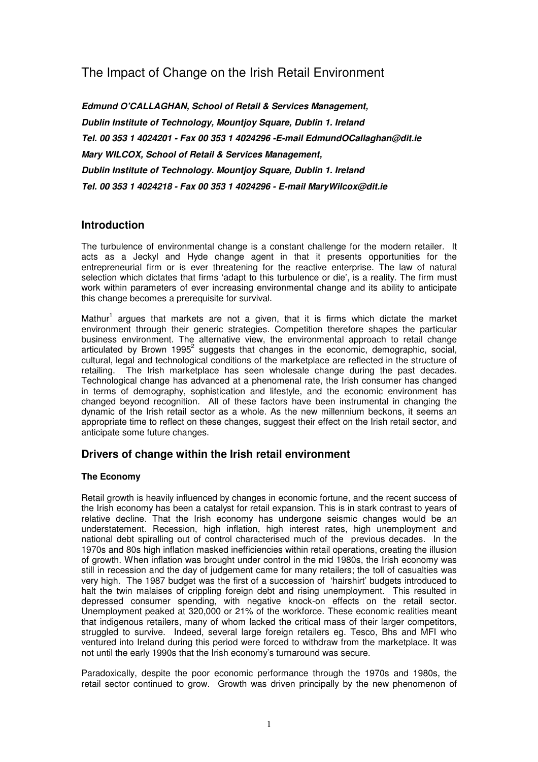# The Impact of Change on the Irish Retail Environment

***Edmund O'CALLAGHAN, School of Retail & Services Management,***

***Dublin Institute of Technology, Mountjoy Square, Dublin 1. Ireland***

***Tel. 00 353 1 4024201 - Fax 00 353 1 4024296 -E-mail EdmundOCallaghan@dit.ie***

***Mary WILCOX, School of Retail & Services Management,***

***Dublin Institute of Technology. Mountjoy Square, Dublin 1. Ireland***

***Tel. 00 353 1 4024218 - Fax 00 353 1 4024296 - E-mail MaryWilcox@dit.ie***

## Introduction

The turbulence of environmental change is a constant challenge for the modern retailer. It acts as a Jeckyl and Hyde change agent in that it presents opportunities for the entrepreneurial firm or is ever threatening for the reactive enterprise. The law of natural selection which dictates that firms 'adapt to this turbulence or die', is a reality. The firm must work within parameters of ever increasing environmental change and its ability to anticipate this change becomes a prerequisite for survival.

Mathur[1] argues that markets are not a given, that it is firms which dictate the market environment through their generic strategies. Competition therefore shapes the particular business environment. The alternative view, the environmental approach to retail change articulated by Brown 1995[2] suggests that changes in the economic, demographic, social, cultural, legal and technological conditions of the marketplace are reflected in the structure of retailing. The Irish marketplace has seen wholesale change during the past decades. Technological change has advanced at a phenomenal rate, the Irish consumer has changed in terms of demography, sophistication and lifestyle, and the economic environment has changed beyond recognition. All of these factors have been instrumental in changing the dynamic of the Irish retail sector as a whole. As the new millennium beckons, it seems an appropriate time to reflect on these changes, suggest their effect on the Irish retail sector, and anticipate some future changes.

## Drivers of change within the Irish retail environment

### The Economy

Retail growth is heavily influenced by changes in economic fortune, and the recent success of the Irish economy has been a catalyst for retail expansion. This is in stark contrast to years of relative decline. That the Irish economy has undergone seismic changes would be an understatement. Recession, high inflation, high interest rates, high unemployment and national debt spiralling out of control characterised much of the previous decades. In the 1970s and 80s high inflation masked inefficiencies within retail operations, creating the illusion of growth. When inflation was brought under control in the mid 1980s, the Irish economy was still in recession and the day of judgement came for many retailers; the toll of casualties was very high. The 1987 budget was the first of a succession of 'hairshirt' budgets introduced to halt the twin malaises of crippling foreign debt and rising unemployment. This resulted in depressed consumer spending, with negative knock-on effects on the retail sector. Unemployment peaked at 320,000 or 21% of the workforce. These economic realities meant that indigenous retailers, many of whom lacked the critical mass of their larger competitors, struggled to survive. Indeed, several large foreign retailers eg. Tesco, Bhs and MFI who ventured into Ireland during this period were forced to withdraw from the marketplace. It was not until the early 1990s that the Irish economy's turnaround was secure.

Paradoxically, despite the poor economic performance through the 1970s and 1980s, the retail sector continued to grow. Growth was driven principally by the new phenomenon of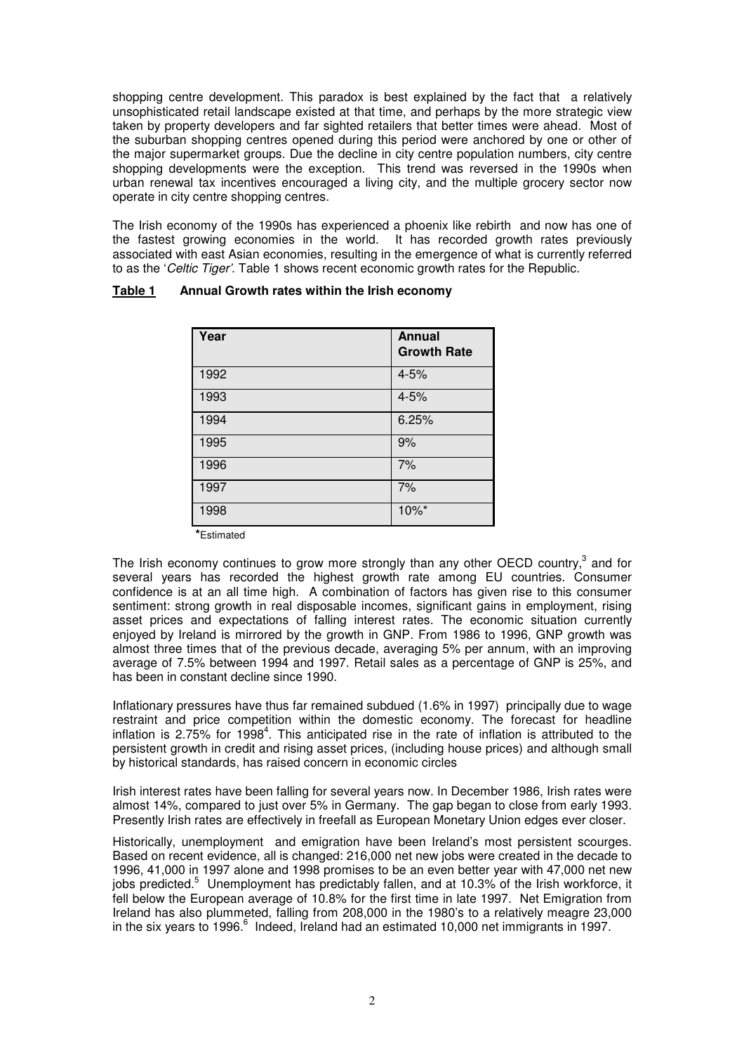shopping centre development. This paradox is best explained by the fact that a relatively unsophisticated retail landscape existed at that time, and perhaps by the more strategic view taken by property developers and far sighted retailers that better times were ahead. Most of the suburban shopping centres opened during this period were anchored by one or other of the major supermarket groups. Due the decline in city centre population numbers, city centre shopping developments were the exception. This trend was reversed in the 1990s when urban renewal tax incentives encouraged a living city, and the multiple grocery sector now operate in city centre shopping centres.

The Irish economy of the 1990s has experienced a phoenix like rebirth and now has one of the fastest growing economies in the world. It has recorded growth rates previously associated with east Asian economies, resulting in the emergence of what is currently referred to as the '*Celtic Tiger'*. Table 1 shows recent economic growth rates for the Republic.

**Table 1 Annual Growth rates within the Irish economy**

| Year | Annual Growth Rate |
|---|---|
| 1992 | 4-5% |
| 1993 | 4-5% |
| 1994 | 6.25% |
| 1995 | 9% |
| 1996 | 7% |
| 1997 | 7% |
| 1998 | 10%* |

*Estimated

The Irish economy continues to grow more strongly than any other OECD country,[3] and for several years has recorded the highest growth rate among EU countries. Consumer confidence is at an all time high. A combination of factors has given rise to this consumer sentiment: strong growth in real disposable incomes, significant gains in employment, rising asset prices and expectations of falling interest rates. The economic situation currently enjoyed by Ireland is mirrored by the growth in GNP. From 1986 to 1996, GNP growth was almost three times that of the previous decade, averaging 5% per annum, with an improving average of 7.5% between 1994 and 1997. Retail sales as a percentage of GNP is 25%, and has been in constant decline since 1990.

Inflationary pressures have thus far remained subdued (1.6% in 1997) principally due to wage restraint and price competition within the domestic economy. The forecast for headline inflation is 2.75% for 1998[4]. This anticipated rise in the rate of inflation is attributed to the persistent growth in credit and rising asset prices, (including house prices) and although small by historical standards, has raised concern in economic circles

Irish interest rates have been falling for several years now. In December 1986, Irish rates were almost 14%, compared to just over 5% in Germany. The gap began to close from early 1993. Presently Irish rates are effectively in freefall as European Monetary Union edges ever closer.

Historically, unemployment and emigration have been Ireland's most persistent scourges. Based on recent evidence, all is changed: 216,000 net new jobs were created in the decade to 1996, 41,000 in 1997 alone and 1998 promises to be an even better year with 47,000 net new jobs predicted.[5] Unemployment has predictably fallen, and at 10.3% of the Irish workforce, it fell below the European average of 10.8% for the first time in late 1997. Net Emigration from Ireland has also plummeted, falling from 208,000 in the 1980's to a relatively meagre 23,000 in the six years to 1996.[6] Indeed, Ireland had an estimated 10,000 net immigrants in 1997.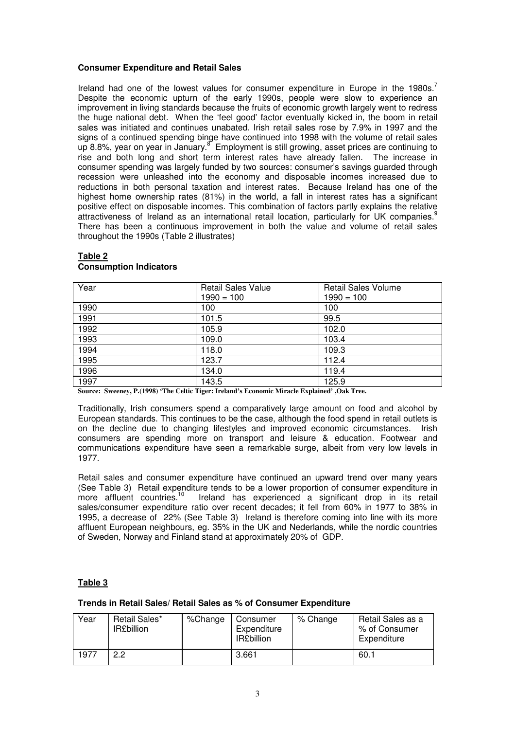**Consumer Expenditure and Retail Sales**

Ireland had one of the lowest values for consumer expenditure in Europe in the 1980s.[7] Despite the economic upturn of the early 1990s, people were slow to experience an improvement in living standards because the fruits of economic growth largely went to redress the huge national debt. When the 'feel good' factor eventually kicked in, the boom in retail sales was initiated and continues unabated. Irish retail sales rose by 7.9% in 1997 and the signs of a continued spending binge have continued into 1998 with the volume of retail sales up 8.8%, year on year in January.[8] Employment is still growing, asset prices are continuing to rise and both long and short term interest rates have already fallen. The increase in consumer spending was largely funded by two sources: consumer's savings guarded through recession were unleashed into the economy and disposable incomes increased due to reductions in both personal taxation and interest rates. Because Ireland has one of the highest home ownership rates (81%) in the world, a fall in interest rates has a significant positive effect on disposable incomes. This combination of factors partly explains the relative attractiveness of Ireland as an international retail location, particularly for UK companies.[9] There has been a continuous improvement in both the value and volume of retail sales throughout the 1990s (Table 2 illustrates)

**Table 2**
**Consumption Indicators**

| Year | Retail Sales Value 1990 = 100 | Retail Sales Volume 1990 = 100 |
|---|---|---|
| 1990 | 100 | 100 |
| 1991 | 101.5 | 99.5 |
| 1992 | 105.9 | 102.0 |
| 1993 | 109.0 | 103.4 |
| 1994 | 118.0 | 109.3 |
| 1995 | 123.7 | 112.4 |
| 1996 | 134.0 | 119.4 |
| 1997 | 143.5 | 125.9 |

**Source: Sweeney, P.(1998) 'The Celtic Tiger: Ireland's Economic Miracle Explained' ,Oak Tree.**

Traditionally, Irish consumers spend a comparatively large amount on food and alcohol by European standards. This continues to be the case, although the food spend in retail outlets is on the decline due to changing lifestyles and improved economic circumstances. Irish consumers are spending more on transport and leisure & education. Footwear and communications expenditure have seen a remarkable surge, albeit from very low levels in 1977.

Retail sales and consumer expenditure have continued an upward trend over many years (See Table 3) Retail expenditure tends to be a lower proportion of consumer expenditure in more affluent countries.[10] Ireland has experienced a significant drop in its retail sales/consumer expenditure ratio over recent decades; it fell from 60% in 1977 to 38% in 1995, a decrease of 22% (See Table 3) Ireland is therefore coming into line with its more affluent European neighbours, eg. 35% in the UK and Nederlands, while the nordic countries of Sweden, Norway and Finland stand at approximately 20% of GDP.

**Table 3**

**Trends in Retail Sales/ Retail Sales as % of Consumer Expenditure**

| Year | Retail Sales* IR£billion | %Change | Consumer Expenditure IR£billion | % Change | Retail Sales as a % of Consumer Expenditure |
|---|---|---|---|---|---|
| 1977 | 2.2 | | 3.661 | | 60.1 |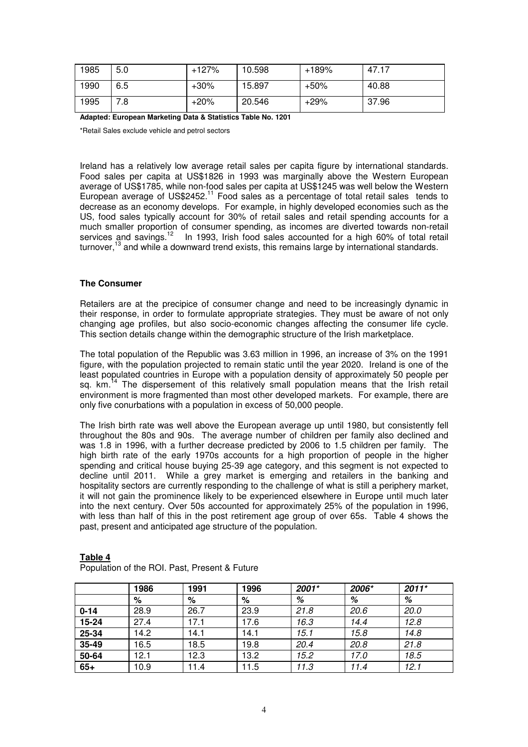| 1985 | 5.0 | +127% | 10.598 | +189% | 47.17 |
|---|---|---|---|---|---|
| 1990 | 6.5 | +30% | 15.897 | +50% | 40.88 |
| 1995 | 7.8 | +20% | 20.546 | +29% | 37.96 |

**Adapted: European Marketing Data & Statistics Table No. 1201**

*Retail Sales exclude vehicle and petrol sectors

Ireland has a relatively low average retail sales per capita figure by international standards. Food sales per capita at US$1826 in 1993 was marginally above the Western European average of US$1785, while non-food sales per capita at US$1245 was well below the Western European average of US$2452.[11] Food sales as a percentage of total retail sales tends to decrease as an economy develops. For example, in highly developed economies such as the US, food sales typically account for 30% of retail sales and retail spending accounts for a much smaller proportion of consumer spending, as incomes are diverted towards non-retail services and savings.[12] In 1993, Irish food sales accounted for a high 60% of total retail turnover,[13] and while a downward trend exists, this remains large by international standards.

### The Consumer

Retailers are at the precipice of consumer change and need to be increasingly dynamic in their response, in order to formulate appropriate strategies. They must be aware of not only changing age profiles, but also socio-economic changes affecting the consumer life cycle. This section details change within the demographic structure of the Irish marketplace.

The total population of the Republic was 3.63 million in 1996, an increase of 3% on the 1991 figure, with the population projected to remain static until the year 2020. Ireland is one of the least populated countries in Europe with a population density of approximately 50 people per sq. km.[14] The dispersement of this relatively small population means that the Irish retail environment is more fragmented than most other developed markets. For example, there are only five conurbations with a population in excess of 50,000 people.

The Irish birth rate was well above the European average up until 1980, but consistently fell throughout the 80s and 90s. The average number of children per family also declined and was 1.8 in 1996, with a further decrease predicted by 2006 to 1.5 children per family. The high birth rate of the early 1970s accounts for a high proportion of people in the higher spending and critical house buying 25-39 age category, and this segment is not expected to decline until 2011. While a grey market is emerging and retailers in the banking and hospitality sectors are currently responding to the challenge of what is still a periphery market, it will not gain the prominence likely to be experienced elsewhere in Europe until much later into the next century. Over 50s accounted for approximately 25% of the population in 1996, with less than half of this in the post retirement age group of over 65s. Table 4 shows the past, present and anticipated age structure of the population.

**Table 4**

Population of the ROI. Past, Present & Future

| | 1986 | 1991 | 1996 | *2001** | *2006** | *2011** |
|---|---|---|---|---|---|---|
| | % | % | % | *%* | *%* | *%* |
| **0-14** | 28.9 | 26.7 | 23.9 | *21.8* | *20.6* | *20.0* |
| **15-24** | 27.4 | 17.1 | 17.6 | *16.3* | *14.4* | *12.8* |
| **25-34** | 14.2 | 14.1 | 14.1 | *15.1* | *15.8* | *14.8* |
| **35-49** | 16.5 | 18.5 | 19.8 | *20.4* | *20.8* | *21.8* |
| **50-64** | 12.1 | 12.3 | 13.2 | *15.2* | *17.0* | *18.5* |
| **65+** | 10.9 | 11.4 | 11.5 | *11.3* | *11.4* | *12.1* |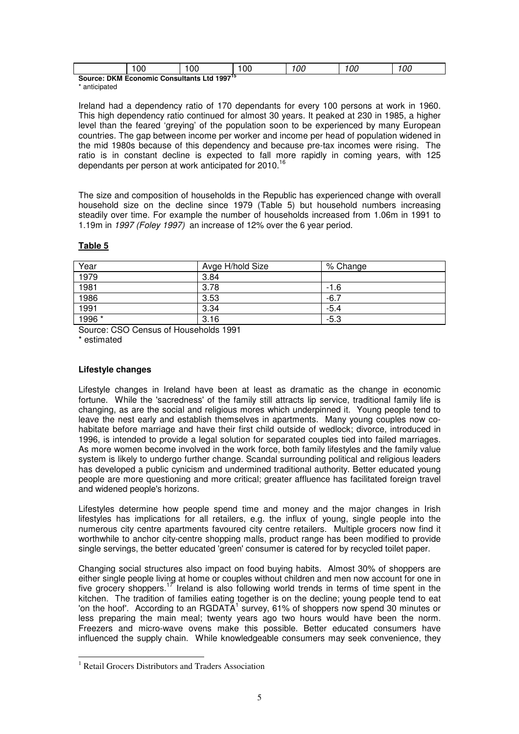|  | 100 | 100 | 100 | *100* | *100* | *100* |
|---|---|---|---|---|---|---|

**Source: DKM Economic Consultants Ltd 1997**[15]

\* anticipated

Ireland had a dependency ratio of 170 dependants for every 100 persons at work in 1960. This high dependency ratio continued for almost 30 years. It peaked at 230 in 1985, a higher level than the feared 'greying' of the population soon to be experienced by many European countries. The gap between income per worker and income per head of population widened in the mid 1980s because of this dependency and because pre-tax incomes were rising. The ratio is in constant decline is expected to fall more rapidly in coming years, with 125 dependants per person at work anticipated for 2010.[16]

The size and composition of households in the Republic has experienced change with overall household size on the decline since 1979 (Table 5) but household numbers increasing steadily over time. For example the number of households increased from 1.06m in 1991 to 1.19m in *1997 (Foley 1997)* an increase of 12% over the 6 year period.

**Table 5**

| Year | Avge H/hold Size | % Change |
|---|---|---|
| 1979 | 3.84 | |
| 1981 | 3.78 | -1.6 |
| 1986 | 3.53 | -6.7 |
| 1991 | 3.34 | -5.4 |
| 1996 * | 3.16 | -5.3 |

Source: CSO Census of Households 1991

\* estimated

**Lifestyle changes**

Lifestyle changes in Ireland have been at least as dramatic as the change in economic fortune. While the 'sacredness' of the family still attracts lip service, traditional family life is changing, as are the social and religious mores which underpinned it. Young people tend to leave the nest early and establish themselves in apartments. Many young couples now co-habitate before marriage and have their first child outside of wedlock; divorce, introduced in 1996, is intended to provide a legal solution for separated couples tied into failed marriages. As more women become involved in the work force, both family lifestyles and the family value system is likely to undergo further change. Scandal surrounding political and religious leaders has developed a public cynicism and undermined traditional authority. Better educated young people are more questioning and more critical; greater affluence has facilitated foreign travel and widened people's horizons.

Lifestyles determine how people spend time and money and the major changes in Irish lifestyles has implications for all retailers, e.g. the influx of young, single people into the numerous city centre apartments favoured city centre retailers. Multiple grocers now find it worthwhile to anchor city-centre shopping malls, product range has been modified to provide single servings, the better educated 'green' consumer is catered for by recycled toilet paper.

Changing social structures also impact on food buying habits. Almost 30% of shoppers are either single people living at home or couples without children and men now account for one in five grocery shoppers.[17] Ireland is also following world trends in terms of time spent in the kitchen. The tradition of families eating together is on the decline; young people tend to eat 'on the hoof'. According to an RGDATA[1] survey, 61% of shoppers now spend 30 minutes or less preparing the main meal; twenty years ago two hours would have been the norm. Freezers and micro-wave ovens make this possible. Better educated consumers have influenced the supply chain. While knowledgeable consumers may seek convenience, they

[1] Retail Grocers Distributors and Traders Association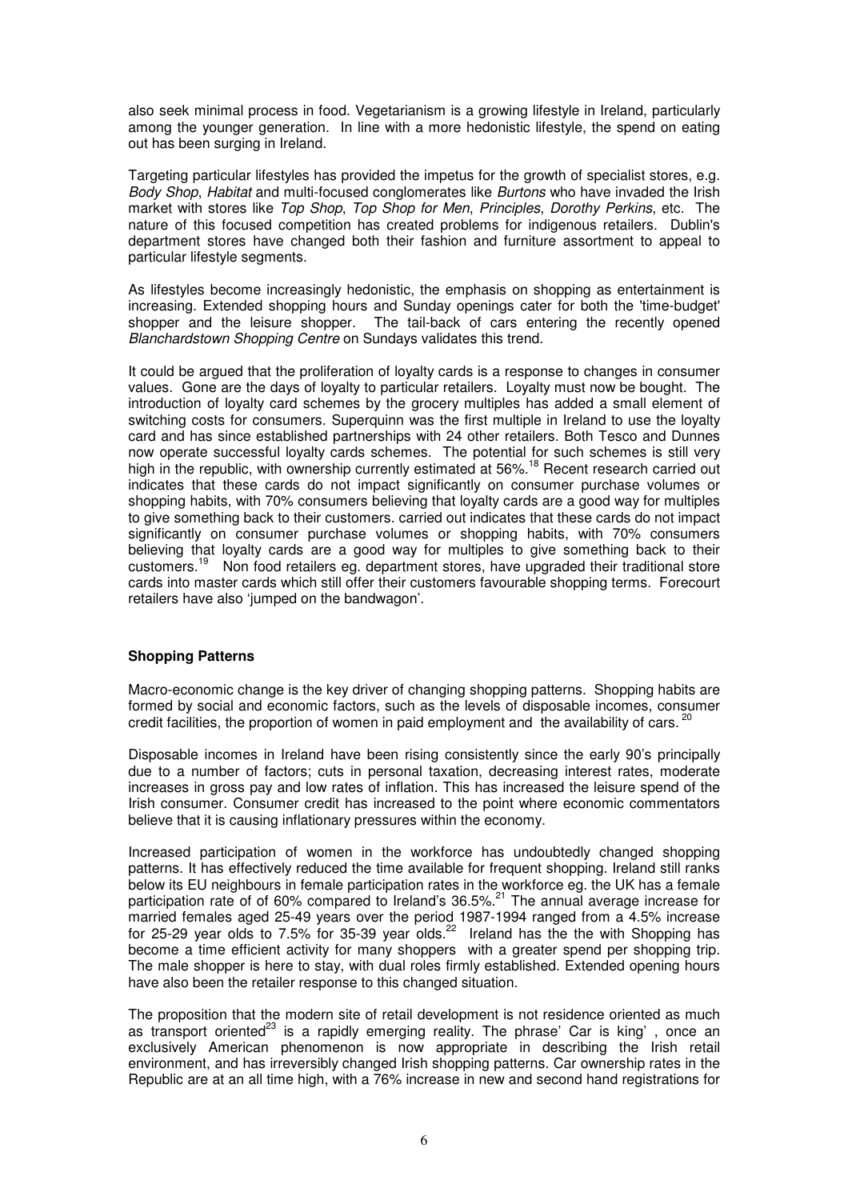also seek minimal process in food. Vegetarianism is a growing lifestyle in Ireland, particularly among the younger generation. In line with a more hedonistic lifestyle, the spend on eating out has been surging in Ireland.

Targeting particular lifestyles has provided the impetus for the growth of specialist stores, e.g. *Body Shop*, *Habitat* and multi-focused conglomerates like *Burtons* who have invaded the Irish market with stores like *Top Shop*, *Top Shop for Men*, *Principles*, *Dorothy Perkins*, etc. The nature of this focused competition has created problems for indigenous retailers. Dublin's department stores have changed both their fashion and furniture assortment to appeal to particular lifestyle segments.

As lifestyles become increasingly hedonistic, the emphasis on shopping as entertainment is increasing. Extended shopping hours and Sunday openings cater for both the 'time-budget' shopper and the leisure shopper. The tail-back of cars entering the recently opened *Blanchardstown Shopping Centre* on Sundays validates this trend.

It could be argued that the proliferation of loyalty cards is a response to changes in consumer values. Gone are the days of loyalty to particular retailers. Loyalty must now be bought. The introduction of loyalty card schemes by the grocery multiples has added a small element of switching costs for consumers. Superquinn was the first multiple in Ireland to use the loyalty card and has since established partnerships with 24 other retailers. Both Tesco and Dunnes now operate successful loyalty cards schemes. The potential for such schemes is still very high in the republic, with ownership currently estimated at 56%.[18] Recent research carried out indicates that these cards do not impact significantly on consumer purchase volumes or shopping habits, with 70% consumers believing that loyalty cards are a good way for multiples to give something back to their customers. carried out indicates that these cards do not impact significantly on consumer purchase volumes or shopping habits, with 70% consumers believing that loyalty cards are a good way for multiples to give something back to their customers.[19] Non food retailers eg. department stores, have upgraded their traditional store cards into master cards which still offer their customers favourable shopping terms. Forecourt retailers have also 'jumped on the bandwagon'.

**Shopping Patterns**

Macro-economic change is the key driver of changing shopping patterns. Shopping habits are formed by social and economic factors, such as the levels of disposable incomes, consumer credit facilities, the proportion of women in paid employment and the availability of cars.[20]

Disposable incomes in Ireland have been rising consistently since the early 90's principally due to a number of factors; cuts in personal taxation, decreasing interest rates, moderate increases in gross pay and low rates of inflation. This has increased the leisure spend of the Irish consumer. Consumer credit has increased to the point where economic commentators believe that it is causing inflationary pressures within the economy.

Increased participation of women in the workforce has undoubtedly changed shopping patterns. It has effectively reduced the time available for frequent shopping. Ireland still ranks below its EU neighbours in female participation rates in the workforce eg. the UK has a female participation rate of of 60% compared to Ireland's 36.5%.[21] The annual average increase for married females aged 25-49 years over the period 1987-1994 ranged from a 4.5% increase for 25-29 year olds to 7.5% for 35-39 year olds.[22] Ireland has the the with Shopping has become a time efficient activity for many shoppers with a greater spend per shopping trip. The male shopper is here to stay, with dual roles firmly established. Extended opening hours have also been the retailer response to this changed situation.

The proposition that the modern site of retail development is not residence oriented as much as transport oriented[23] is a rapidly emerging reality. The phrase' Car is king' , once an exclusively American phenomenon is now appropriate in describing the Irish retail environment, and has irreversibly changed Irish shopping patterns. Car ownership rates in the Republic are at an all time high, with a 76% increase in new and second hand registrations for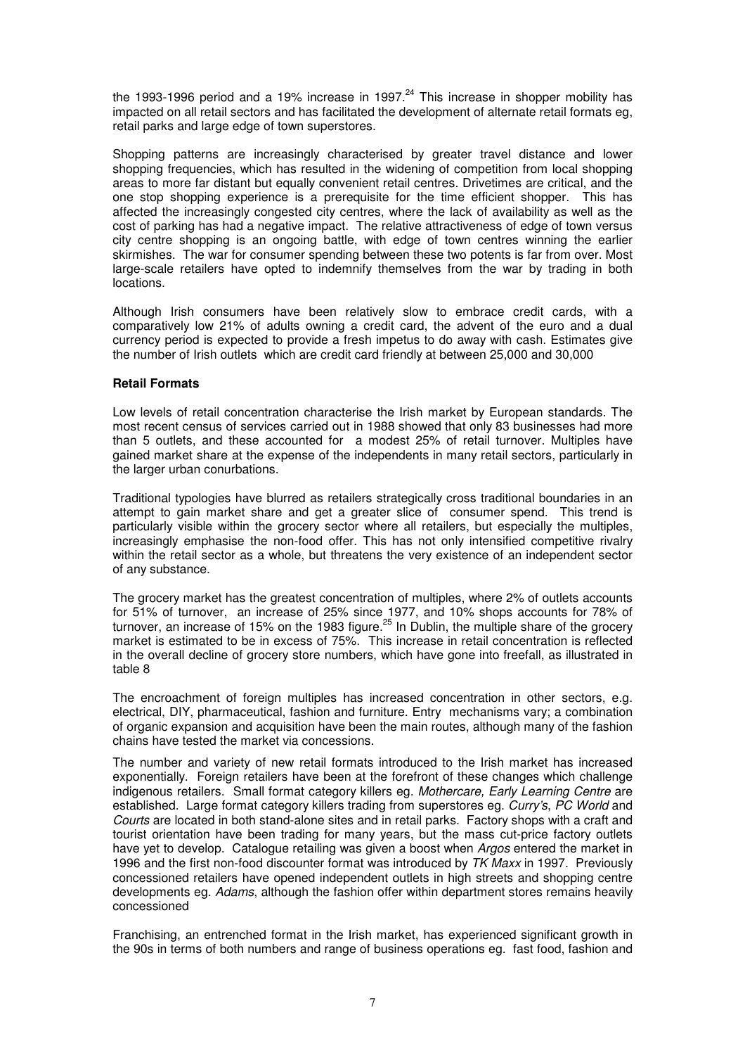the 1993-1996 period and a 19% increase in 1997.[24] This increase in shopper mobility has impacted on all retail sectors and has facilitated the development of alternate retail formats eg, retail parks and large edge of town superstores.

Shopping patterns are increasingly characterised by greater travel distance and lower shopping frequencies, which has resulted in the widening of competition from local shopping areas to more far distant but equally convenient retail centres. Drivetimes are critical, and the one stop shopping experience is a prerequisite for the time efficient shopper. This has affected the increasingly congested city centres, where the lack of availability as well as the cost of parking has had a negative impact. The relative attractiveness of edge of town versus city centre shopping is an ongoing battle, with edge of town centres winning the earlier skirmishes. The war for consumer spending between these two potents is far from over. Most large-scale retailers have opted to indemnify themselves from the war by trading in both locations.

Although Irish consumers have been relatively slow to embrace credit cards, with a comparatively low 21% of adults owning a credit card, the advent of the euro and a dual currency period is expected to provide a fresh impetus to do away with cash. Estimates give the number of Irish outlets which are credit card friendly at between 25,000 and 30,000

**Retail Formats**

Low levels of retail concentration characterise the Irish market by European standards. The most recent census of services carried out in 1988 showed that only 83 businesses had more than 5 outlets, and these accounted for a modest 25% of retail turnover. Multiples have gained market share at the expense of the independents in many retail sectors, particularly in the larger urban conurbations.

Traditional typologies have blurred as retailers strategically cross traditional boundaries in an attempt to gain market share and get a greater slice of consumer spend. This trend is particularly visible within the grocery sector where all retailers, but especially the multiples, increasingly emphasise the non-food offer. This has not only intensified competitive rivalry within the retail sector as a whole, but threatens the very existence of an independent sector of any substance.

The grocery market has the greatest concentration of multiples, where 2% of outlets accounts for 51% of turnover, an increase of 25% since 1977, and 10% shops accounts for 78% of turnover, an increase of 15% on the 1983 figure.[25] In Dublin, the multiple share of the grocery market is estimated to be in excess of 75%. This increase in retail concentration is reflected in the overall decline of grocery store numbers, which have gone into freefall, as illustrated in table 8

The encroachment of foreign multiples has increased concentration in other sectors, e.g. electrical, DIY, pharmaceutical, fashion and furniture. Entry mechanisms vary; a combination of organic expansion and acquisition have been the main routes, although many of the fashion chains have tested the market via concessions.

The number and variety of new retail formats introduced to the Irish market has increased exponentially. Foreign retailers have been at the forefront of these changes which challenge indigenous retailers. Small format category killers eg. *Mothercare, Early Learning Centre* are established. Large format category killers trading from superstores eg. *Curry's*, *PC World* and *Courts* are located in both stand-alone sites and in retail parks. Factory shops with a craft and tourist orientation have been trading for many years, but the mass cut-price factory outlets have yet to develop. Catalogue retailing was given a boost when *Argos* entered the market in 1996 and the first non-food discounter format was introduced by *TK Maxx* in 1997. Previously concessioned retailers have opened independent outlets in high streets and shopping centre developments eg. *Adams*, although the fashion offer within department stores remains heavily concessioned

Franchising, an entrenched format in the Irish market, has experienced significant growth in the 90s in terms of both numbers and range of business operations eg. fast food, fashion and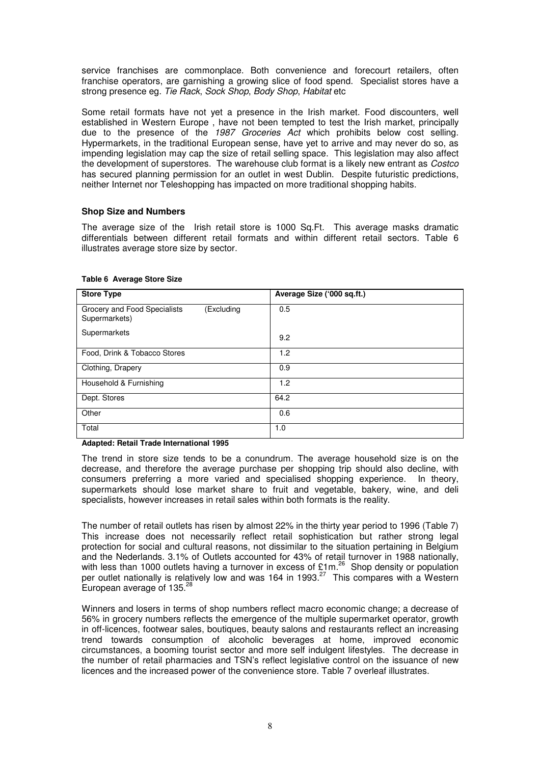service franchises are commonplace. Both convenience and forecourt retailers, often franchise operators, are garnishing a growing slice of food spend. Specialist stores have a strong presence eg. *Tie Rack*, *Sock Shop*, *Body Shop*, *Habitat* etc

Some retail formats have not yet a presence in the Irish market. Food discounters, well established in Western Europe , have not been tempted to test the Irish market, principally due to the presence of the *1987 Groceries Act* which prohibits below cost selling. Hypermarkets, in the traditional European sense, have yet to arrive and may never do so, as impending legislation may cap the size of retail selling space. This legislation may also affect the development of superstores. The warehouse club format is a likely new entrant as *Costco* has secured planning permission for an outlet in west Dublin. Despite futuristic predictions, neither Internet nor Teleshopping has impacted on more traditional shopping habits.

### Shop Size and Numbers

The average size of the Irish retail store is 1000 Sq.Ft. This average masks dramatic differentials between different retail formats and within different retail sectors. Table 6 illustrates average store size by sector.

**Table 6 Average Store Size**

| Store Type | Average Size ('000 sq.ft.) |
|---|---|
| Grocery and Food Specialists (Excluding Supermarkets) | 0.5 |
| Supermarkets | 9.2 |
| Food, Drink & Tobacco Stores | 1.2 |
| Clothing, Drapery | 0.9 |
| Household & Furnishing | 1.2 |
| Dept. Stores | 64.2 |
| Other | 0.6 |
| Total | 1.0 |

**Adapted: Retail Trade International 1995**

The trend in store size tends to be a conundrum. The average household size is on the decrease, and therefore the average purchase per shopping trip should also decline, with consumers preferring a more varied and specialised shopping experience. In theory, supermarkets should lose market share to fruit and vegetable, bakery, wine, and deli specialists, however increases in retail sales within both formats is the reality.

The number of retail outlets has risen by almost 22% in the thirty year period to 1996 (Table 7) This increase does not necessarily reflect retail sophistication but rather strong legal protection for social and cultural reasons, not dissimilar to the situation pertaining in Belgium and the Nederlands. 3.1% of Outlets accounted for 43% of retail turnover in 1988 nationally, with less than 1000 outlets having a turnover in excess of £1m.[26] Shop density or population per outlet nationally is relatively low and was 164 in 1993.[27] This compares with a Western European average of 135.[28]

Winners and losers in terms of shop numbers reflect macro economic change; a decrease of 56% in grocery numbers reflects the emergence of the multiple supermarket operator, growth in off-licences, footwear sales, boutiques, beauty salons and restaurants reflect an increasing trend towards consumption of alcoholic beverages at home, improved economic circumstances, a booming tourist sector and more self indulgent lifestyles. The decrease in the number of retail pharmacies and TSN's reflect legislative control on the issuance of new licences and the increased power of the convenience store. Table 7 overleaf illustrates.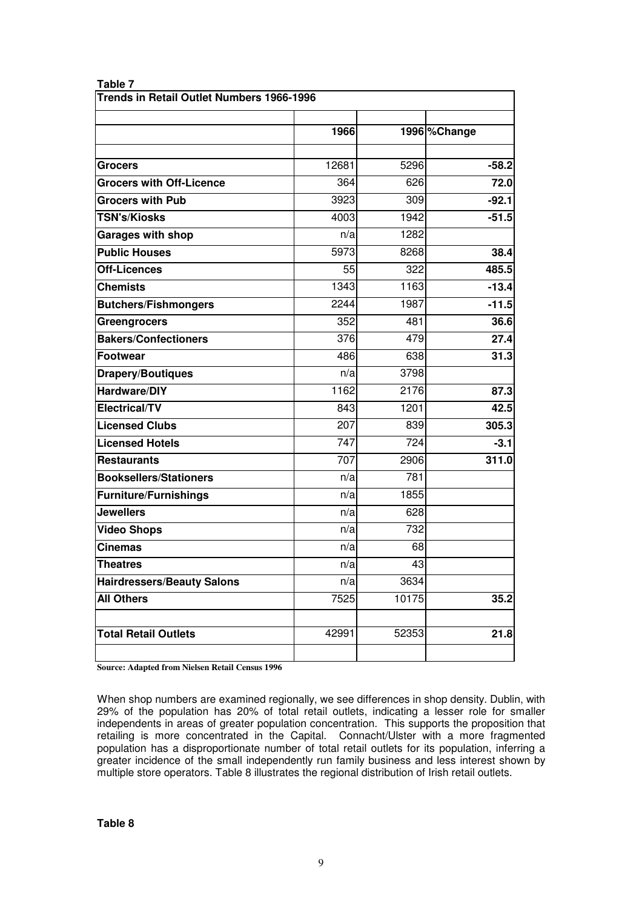**Table 7**

| Trends in Retail Outlet Numbers 1966-1996 | | | |
|---|---|---|---|
| | 1966 | 1996 | %Change |
| **Grocers** | 12681 | 5296 | **-58.2** |
| **Grocers with Off-Licence** | 364 | 626 | **72.0** |
| **Grocers with Pub** | 3923 | 309 | **-92.1** |
| **TSN's/Kiosks** | 4003 | 1942 | **-51.5** |
| **Garages with shop** | n/a | 1282 | |
| **Public Houses** | 5973 | 8268 | **38.4** |
| **Off-Licences** | 55 | 322 | **485.5** |
| **Chemists** | 1343 | 1163 | **-13.4** |
| **Butchers/Fishmongers** | 2244 | 1987 | **-11.5** |
| **Greengrocers** | 352 | 481 | **36.6** |
| **Bakers/Confectioners** | 376 | 479 | **27.4** |
| **Footwear** | 486 | 638 | **31.3** |
| **Drapery/Boutiques** | n/a | 3798 | |
| **Hardware/DIY** | 1162 | 2176 | **87.3** |
| **Electrical/TV** | 843 | 1201 | **42.5** |
| **Licensed Clubs** | 207 | 839 | **305.3** |
| **Licensed Hotels** | 747 | 724 | **-3.1** |
| **Restaurants** | 707 | 2906 | **311.0** |
| **Booksellers/Stationers** | n/a | 781 | |
| **Furniture/Furnishings** | n/a | 1855 | |
| **Jewellers** | n/a | 628 | |
| **Video Shops** | n/a | 732 | |
| **Cinemas** | n/a | 68 | |
| **Theatres** | n/a | 43 | |
| **Hairdressers/Beauty Salons** | n/a | 3634 | |
| **All Others** | 7525 | 10175 | **35.2** |
| **Total Retail Outlets** | 42991 | 52353 | **21.8** |

**Source: Adapted from Nielsen Retail Census 1996**

When shop numbers are examined regionally, we see differences in shop density. Dublin, with 29% of the population has 20% of total retail outlets, indicating a lesser role for smaller independents in areas of greater population concentration. This supports the proposition that retailing is more concentrated in the Capital. Connacht/Ulster with a more fragmented population has a disproportionate number of total retail outlets for its population, inferring a greater incidence of the small independently run family business and less interest shown by multiple store operators. Table 8 illustrates the regional distribution of Irish retail outlets.

**Table 8**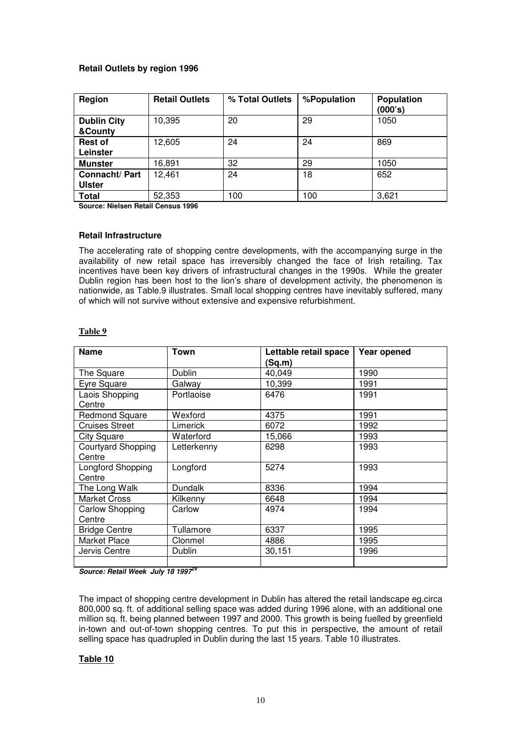**Retail Outlets by region 1996**

| Region | Retail Outlets | % Total Outlets | %Population | Population (000's) |
|---|---|---|---|---|
| **Dublin City &County** | 10,395 | 20 | 29 | 1050 |
| **Rest of Leinster** | 12,605 | 24 | 24 | 869 |
| **Munster** | 16,891 | 32 | 29 | 1050 |
| **Connacht/ Part Ulster** | 12,461 | 24 | 18 | 652 |
| **Total** | 52,353 | 100 | 100 | 3,621 |

**Source: Nielsen Retail Census 1996**

**Retail Infrastructure**

The accelerating rate of shopping centre developments, with the accompanying surge in the availability of new retail space has irreversibly changed the face of Irish retailing. Tax incentives have been key drivers of infrastructural changes in the 1990s. While the greater Dublin region has been host to the lion's share of development activity, the phenomenon is nationwide, as Table.9 illustrates. Small local shopping centres have inevitably suffered, many of which will not survive without extensive and expensive refurbishment.

**Table 9**

| Name | Town | Lettable retail space (Sq.m) | Year opened |
|---|---|---|---|
| The Square | Dublin | 40,049 | 1990 |
| Eyre Square | Galway | 10,399 | 1991 |
| Laois Shopping Centre | Portlaoise | 6476 | 1991 |
| Redmond Square | Wexford | 4375 | 1991 |
| Cruises Street | Limerick | 6072 | 1992 |
| City Square | Waterford | 15,066 | 1993 |
| Courtyard Shopping Centre | Letterkenny | 6298 | 1993 |
| Longford Shopping Centre | Longford | 5274 | 1993 |
| The Long Walk | Dundalk | 8336 | 1994 |
| Market Cross | Kilkenny | 6648 | 1994 |
| Carlow Shopping Centre | Carlow | 4974 | 1994 |
| Bridge Centre | Tullamore | 6337 | 1995 |
| Market Place | Clonmel | 4886 | 1995 |
| Jervis Centre | Dublin | 30,151 | 1996 |
| | | | |

***Source: Retail Week July 18 1997*** [29]

The impact of shopping centre development in Dublin has altered the retail landscape eg.circa 800,000 sq. ft. of additional selling space was added during 1996 alone, with an additional one million sq. ft. being planned between 1997 and 2000. This growth is being fuelled by greenfield in-town and out-of-town shopping centres. To put this in perspective, the amount of retail selling space has quadrupled in Dublin during the last 15 years. Table 10 illustrates.

**Table 10**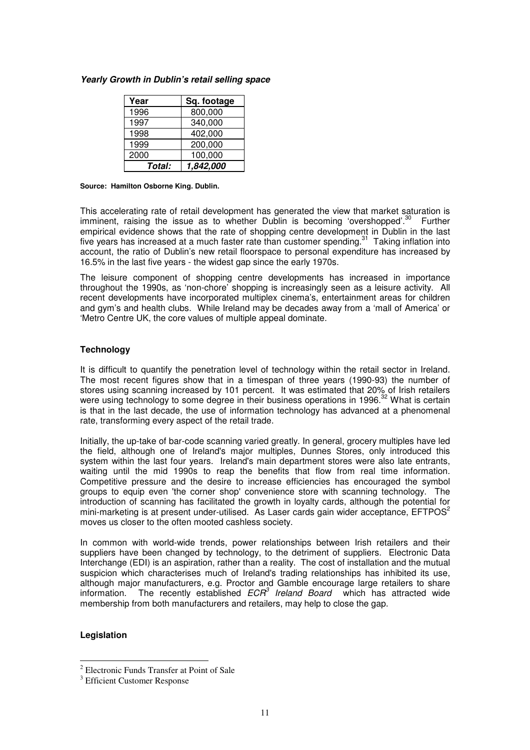***Yearly Growth in Dublin's retail selling space***

| Year | Sq. footage |
|---|---|
| 1996 | 800,000 |
| 1997 | 340,000 |
| 1998 | 402,000 |
| 1999 | 200,000 |
| 2000 | 100,000 |
| ***Total:*** | ***1,842,000*** |

**Source: Hamilton Osborne King. Dublin.**

This accelerating rate of retail development has generated the view that market saturation is imminent, raising the issue as to whether Dublin is becoming 'overshopped'.[30] Further empirical evidence shows that the rate of shopping centre development in Dublin in the last five years has increased at a much faster rate than customer spending.[31] Taking inflation into account, the ratio of Dublin's new retail floorspace to personal expenditure has increased by 16.5% in the last five years - the widest gap since the early 1970s.

The leisure component of shopping centre developments has increased in importance throughout the 1990s, as 'non-chore' shopping is increasingly seen as a leisure activity. All recent developments have incorporated multiplex cinema's, entertainment areas for children and gym's and health clubs. While Ireland may be decades away from a 'mall of America' or 'Metro Centre UK, the core values of multiple appeal dominate.

### Technology

It is difficult to quantify the penetration level of technology within the retail sector in Ireland. The most recent figures show that in a timespan of three years (1990-93) the number of stores using scanning increased by 101 percent. It was estimated that 20% of Irish retailers were using technology to some degree in their business operations in 1996.[32] What is certain is that in the last decade, the use of information technology has advanced at a phenomenal rate, transforming every aspect of the retail trade.

Initially, the up-take of bar-code scanning varied greatly. In general, grocery multiples have led the field, although one of Ireland's major multiples, Dunnes Stores, only introduced this system within the last four years. Ireland's main department stores were also late entrants, waiting until the mid 1990s to reap the benefits that flow from real time information. Competitive pressure and the desire to increase efficiencies has encouraged the symbol groups to equip even 'the corner shop' convenience store with scanning technology. The introduction of scanning has facilitated the growth in loyalty cards, although the potential for mini-marketing is at present under-utilised. As Laser cards gain wider acceptance, EFTPOS[2] moves us closer to the often mooted cashless society.

In common with world-wide trends, power relationships between Irish retailers and their suppliers have been changed by technology, to the detriment of suppliers. Electronic Data Interchange (EDI) is an aspiration, rather than a reality. The cost of installation and the mutual suspicion which characterises much of Ireland's trading relationships has inhibited its use, although major manufacturers, e.g. Proctor and Gamble encourage large retailers to share information. The recently established *ECR[3] Ireland Board* which has attracted wide membership from both manufacturers and retailers, may help to close the gap.

### Legislation

[2] Electronic Funds Transfer at Point of Sale

[3] Efficient Customer Response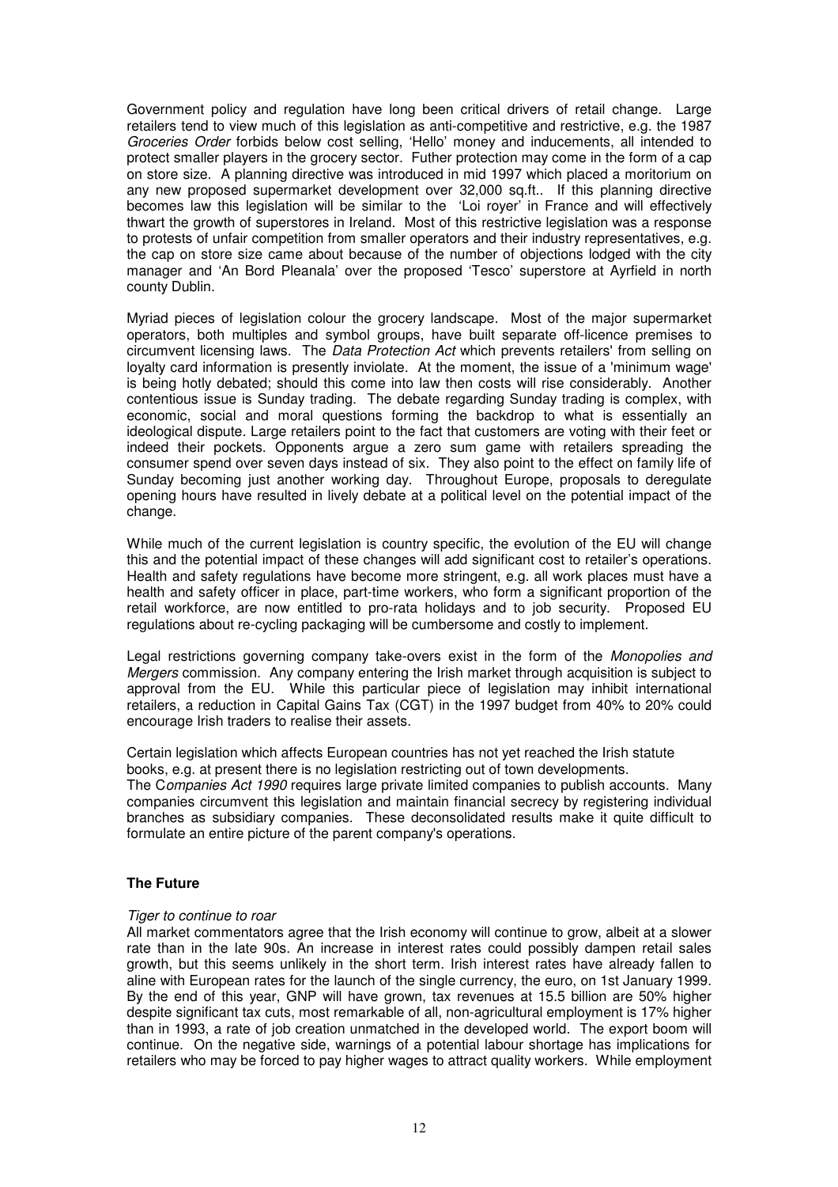Government policy and regulation have long been critical drivers of retail change. Large retailers tend to view much of this legislation as anti-competitive and restrictive, e.g. the 1987 *Groceries Order* forbids below cost selling, 'Hello' money and inducements, all intended to protect smaller players in the grocery sector. Futher protection may come in the form of a cap on store size. A planning directive was introduced in mid 1997 which placed a moritorium on any new proposed supermarket development over 32,000 sq.ft.. If this planning directive becomes law this legislation will be similar to the 'Loi royer' in France and will effectively thwart the growth of superstores in Ireland. Most of this restrictive legislation was a response to protests of unfair competition from smaller operators and their industry representatives, e.g. the cap on store size came about because of the number of objections lodged with the city manager and 'An Bord Pleanala' over the proposed 'Tesco' superstore at Ayrfield in north county Dublin.

Myriad pieces of legislation colour the grocery landscape. Most of the major supermarket operators, both multiples and symbol groups, have built separate off-licence premises to circumvent licensing laws. The *Data Protection Act* which prevents retailers' from selling on loyalty card information is presently inviolate. At the moment, the issue of a 'minimum wage' is being hotly debated; should this come into law then costs will rise considerably. Another contentious issue is Sunday trading. The debate regarding Sunday trading is complex, with economic, social and moral questions forming the backdrop to what is essentially an ideological dispute. Large retailers point to the fact that customers are voting with their feet or indeed their pockets. Opponents argue a zero sum game with retailers spreading the consumer spend over seven days instead of six. They also point to the effect on family life of Sunday becoming just another working day. Throughout Europe, proposals to deregulate opening hours have resulted in lively debate at a political level on the potential impact of the change.

While much of the current legislation is country specific, the evolution of the EU will change this and the potential impact of these changes will add significant cost to retailer's operations. Health and safety regulations have become more stringent, e.g. all work places must have a health and safety officer in place, part-time workers, who form a significant proportion of the retail workforce, are now entitled to pro-rata holidays and to job security. Proposed EU regulations about re-cycling packaging will be cumbersome and costly to implement.

Legal restrictions governing company take-overs exist in the form of the *Monopolies and Mergers* commission. Any company entering the Irish market through acquisition is subject to approval from the EU. While this particular piece of legislation may inhibit international retailers, a reduction in Capital Gains Tax (CGT) in the 1997 budget from 40% to 20% could encourage Irish traders to realise their assets.

Certain legislation which affects European countries has not yet reached the Irish statute books, e.g. at present there is no legislation restricting out of town developments.
The C*ompanies Act 1990* requires large private limited companies to publish accounts. Many companies circumvent this legislation and maintain financial secrecy by registering individual branches as subsidiary companies. These deconsolidated results make it quite difficult to formulate an entire picture of the parent company's operations.

## The Future

*Tiger to continue to roar*

All market commentators agree that the Irish economy will continue to grow, albeit at a slower rate than in the late 90s. An increase in interest rates could possibly dampen retail sales growth, but this seems unlikely in the short term. Irish interest rates have already fallen to aline with European rates for the launch of the single currency, the euro, on 1st January 1999. By the end of this year, GNP will have grown, tax revenues at 15.5 billion are 50% higher despite significant tax cuts, most remarkable of all, non-agricultural employment is 17% higher than in 1993, a rate of job creation unmatched in the developed world. The export boom will continue. On the negative side, warnings of a potential labour shortage has implications for retailers who may be forced to pay higher wages to attract quality workers. While employment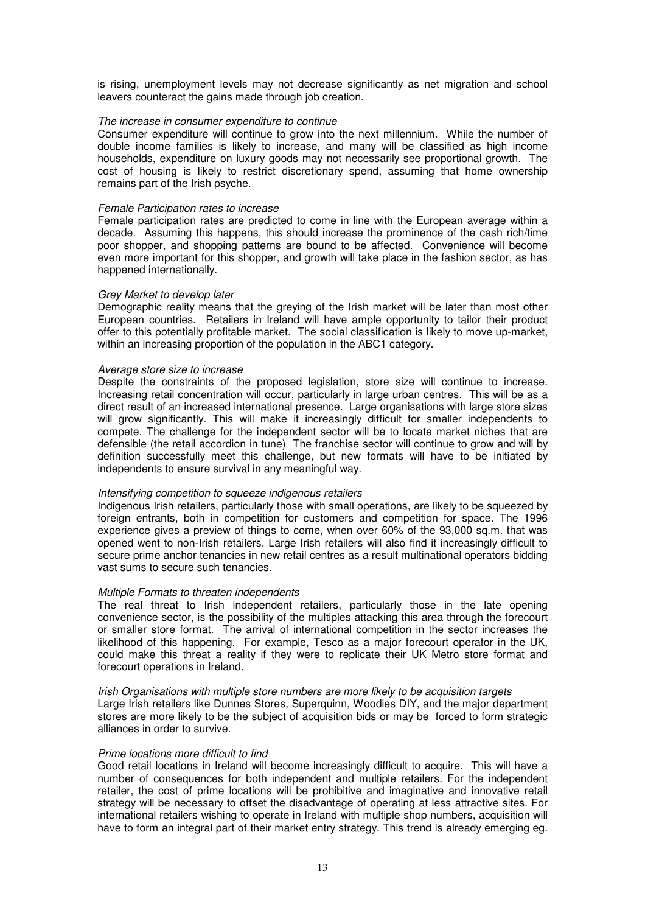is rising, unemployment levels may not decrease significantly as net migration and school leavers counteract the gains made through job creation.

*The increase in consumer expenditure to continue*

Consumer expenditure will continue to grow into the next millennium. While the number of double income families is likely to increase, and many will be classified as high income households, expenditure on luxury goods may not necessarily see proportional growth. The cost of housing is likely to restrict discretionary spend, assuming that home ownership remains part of the Irish psyche.

*Female Participation rates to increase*

Female participation rates are predicted to come in line with the European average within a decade. Assuming this happens, this should increase the prominence of the cash rich/time poor shopper, and shopping patterns are bound to be affected. Convenience will become even more important for this shopper, and growth will take place in the fashion sector, as has happened internationally.

*Grey Market to develop later*

Demographic reality means that the greying of the Irish market will be later than most other European countries. Retailers in Ireland will have ample opportunity to tailor their product offer to this potentially profitable market. The social classification is likely to move up-market, within an increasing proportion of the population in the ABC1 category.

*Average store size to increase*

Despite the constraints of the proposed legislation, store size will continue to increase. Increasing retail concentration will occur, particularly in large urban centres. This will be as a direct result of an increased international presence. Large organisations with large store sizes will grow significantly. This will make it increasingly difficult for smaller independents to compete. The challenge for the independent sector will be to locate market niches that are defensible (the retail accordion in tune) The franchise sector will continue to grow and will by definition successfully meet this challenge, but new formats will have to be initiated by independents to ensure survival in any meaningful way.

*Intensifying competition to squeeze indigenous retailers*

Indigenous Irish retailers, particularly those with small operations, are likely to be squeezed by foreign entrants, both in competition for customers and competition for space. The 1996 experience gives a preview of things to come, when over 60% of the 93,000 sq.m. that was opened went to non-Irish retailers. Large Irish retailers will also find it increasingly difficult to secure prime anchor tenancies in new retail centres as a result multinational operators bidding vast sums to secure such tenancies.

*Multiple Formats to threaten independents*

The real threat to Irish independent retailers, particularly those in the late opening convenience sector, is the possibility of the multiples attacking this area through the forecourt or smaller store format. The arrival of international competition in the sector increases the likelihood of this happening. For example, Tesco as a major forecourt operator in the UK, could make this threat a reality if they were to replicate their UK Metro store format and forecourt operations in Ireland.

*Irish Organisations with multiple store numbers are more likely to be acquisition targets*

Large Irish retailers like Dunnes Stores, Superquinn, Woodies DIY, and the major department stores are more likely to be the subject of acquisition bids or may be forced to form strategic alliances in order to survive.

*Prime locations more difficult to find*

Good retail locations in Ireland will become increasingly difficult to acquire. This will have a number of consequences for both independent and multiple retailers. For the independent retailer, the cost of prime locations will be prohibitive and imaginative and innovative retail strategy will be necessary to offset the disadvantage of operating at less attractive sites. For international retailers wishing to operate in Ireland with multiple shop numbers, acquisition will have to form an integral part of their market entry strategy. This trend is already emerging eg.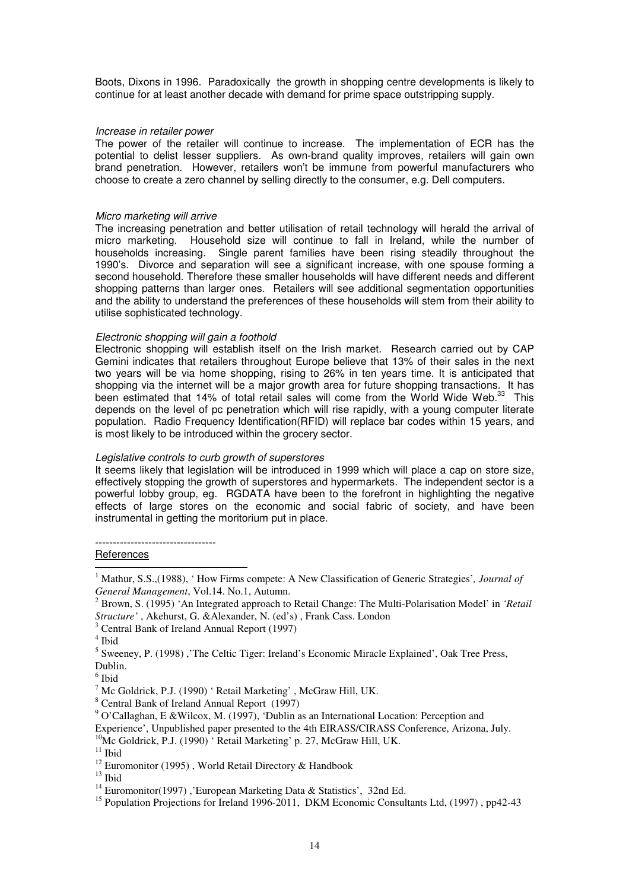Boots, Dixons in 1996. Paradoxically the growth in shopping centre developments is likely to continue for at least another decade with demand for prime space outstripping supply.

*Increase in retailer power*

The power of the retailer will continue to increase. The implementation of ECR has the potential to delist lesser suppliers. As own-brand quality improves, retailers will gain own brand penetration. However, retailers won't be immune from powerful manufacturers who choose to create a zero channel by selling directly to the consumer, e.g. Dell computers.

*Micro marketing will arrive*

The increasing penetration and better utilisation of retail technology will herald the arrival of micro marketing. Household size will continue to fall in Ireland, while the number of households increasing. Single parent families have been rising steadily throughout the 1990's. Divorce and separation will see a significant increase, with one spouse forming a second household. Therefore these smaller households will have different needs and different shopping patterns than larger ones. Retailers will see additional segmentation opportunities and the ability to understand the preferences of these households will stem from their ability to utilise sophisticated technology.

*Electronic shopping will gain a foothold*

Electronic shopping will establish itself on the Irish market. Research carried out by CAP Gemini indicates that retailers throughout Europe believe that 13% of their sales in the next two years will be via home shopping, rising to 26% in ten years time. It is anticipated that shopping via the internet will be a major growth area for future shopping transactions. It has been estimated that 14% of total retail sales will come from the World Wide Web.[33] This depends on the level of pc penetration which will rise rapidly, with a young computer literate population. Radio Frequency Identification(RFID) will replace bar codes within 15 years, and is most likely to be introduced within the grocery sector.

*Legislative controls to curb growth of superstores*

It seems likely that legislation will be introduced in 1999 which will place a cap on store size, effectively stopping the growth of superstores and hypermarkets. The independent sector is a powerful lobby group, eg. RGDATA have been to the forefront in highlighting the negative effects of large stores on the economic and social fabric of society, and have been instrumental in getting the moritorium put in place.

----------------------------------

References

[1] Mathur, S.S.,(1988), ' How Firms compete: A New Classification of Generic Strategies', *Journal of General Management*, Vol.14. No.1, Autumn.

[2] Brown, S. (1995) 'An Integrated approach to Retail Change: The Multi-Polarisation Model' in *'Retail Structure'* , Akehurst, G. &Alexander, N. (ed's) , Frank Cass. London

[3] Central Bank of Ireland Annual Report (1997)

[4] Ibid

[5] Sweeney, P. (1998) ,'The Celtic Tiger: Ireland's Economic Miracle Explained', Oak Tree Press, Dublin.

[6] Ibid

[7] Mc Goldrick, P.J. (1990) ' Retail Marketing' , McGraw Hill, UK.

[8] Central Bank of Ireland Annual Report (1997)

[9] O'Callaghan, E &Wilcox, M. (1997), 'Dublin as an International Location: Perception and Experience', Unpublished paper presented to the 4th EIRASS/CIRASS Conference, Arizona, July.

[10] Mc Goldrick, P.J. (1990) ' Retail Marketing' p. 27, McGraw Hill, UK.

[11] Ibid

[12] Euromonitor (1995) , World Retail Directory & Handbook

[13] Ibid

[14] Euromonitor(1997) ,'European Marketing Data & Statistics', 32nd Ed.

[15] Population Projections for Ireland 1996-2011, DKM Economic Consultants Ltd, (1997) , pp42-43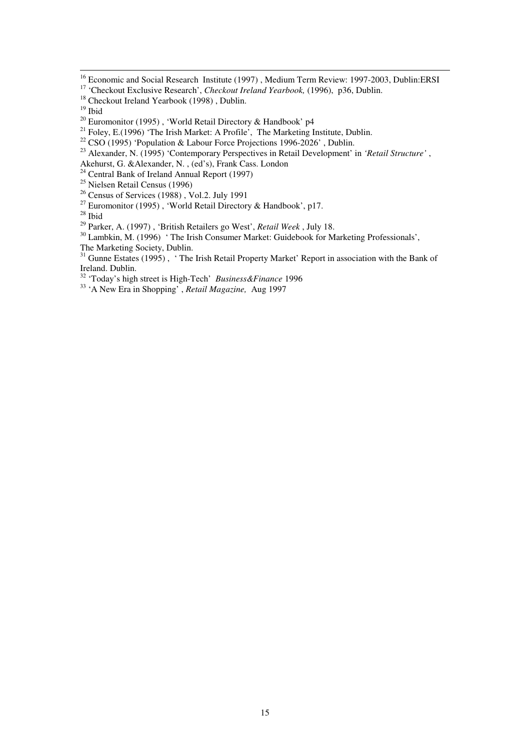[16] Economic and Social Research Institute (1997) , Medium Term Review: 1997-2003, Dublin:ERSI

[17] 'Checkout Exclusive Research', *Checkout Ireland Yearbook,* (1996), p36, Dublin.

[18] Checkout Ireland Yearbook (1998) , Dublin.

[19] Ibid

[20] Euromonitor (1995) , 'World Retail Directory & Handbook' p4

[21] Foley, E.(1996) 'The Irish Market: A Profile', The Marketing Institute, Dublin.

[22] CSO (1995) 'Population & Labour Force Projections 1996-2026' , Dublin.

[23] Alexander, N. (1995) 'Contemporary Perspectives in Retail Development' in *'Retail Structure'* , Akehurst, G. &Alexander, N. , (ed's), Frank Cass. London

[24] Central Bank of Ireland Annual Report (1997)

[25] Nielsen Retail Census (1996)

[26] Census of Services (1988) , Vol.2. July 1991

[27] Euromonitor (1995) , 'World Retail Directory & Handbook', p17.

[28] Ibid

[29] Parker, A. (1997) , 'British Retailers go West', *Retail Week* , July 18.

[30] Lambkin, M. (1996) ' The Irish Consumer Market: Guidebook for Marketing Professionals', The Marketing Society, Dublin.

[31] Gunne Estates (1995) , ' The Irish Retail Property Market' Report in association with the Bank of Ireland. Dublin.

[32] 'Today's high street is High-Tech' *Business&Finance* 1996

[33] 'A New Era in Shopping' , *Retail Magazine,* Aug 1997